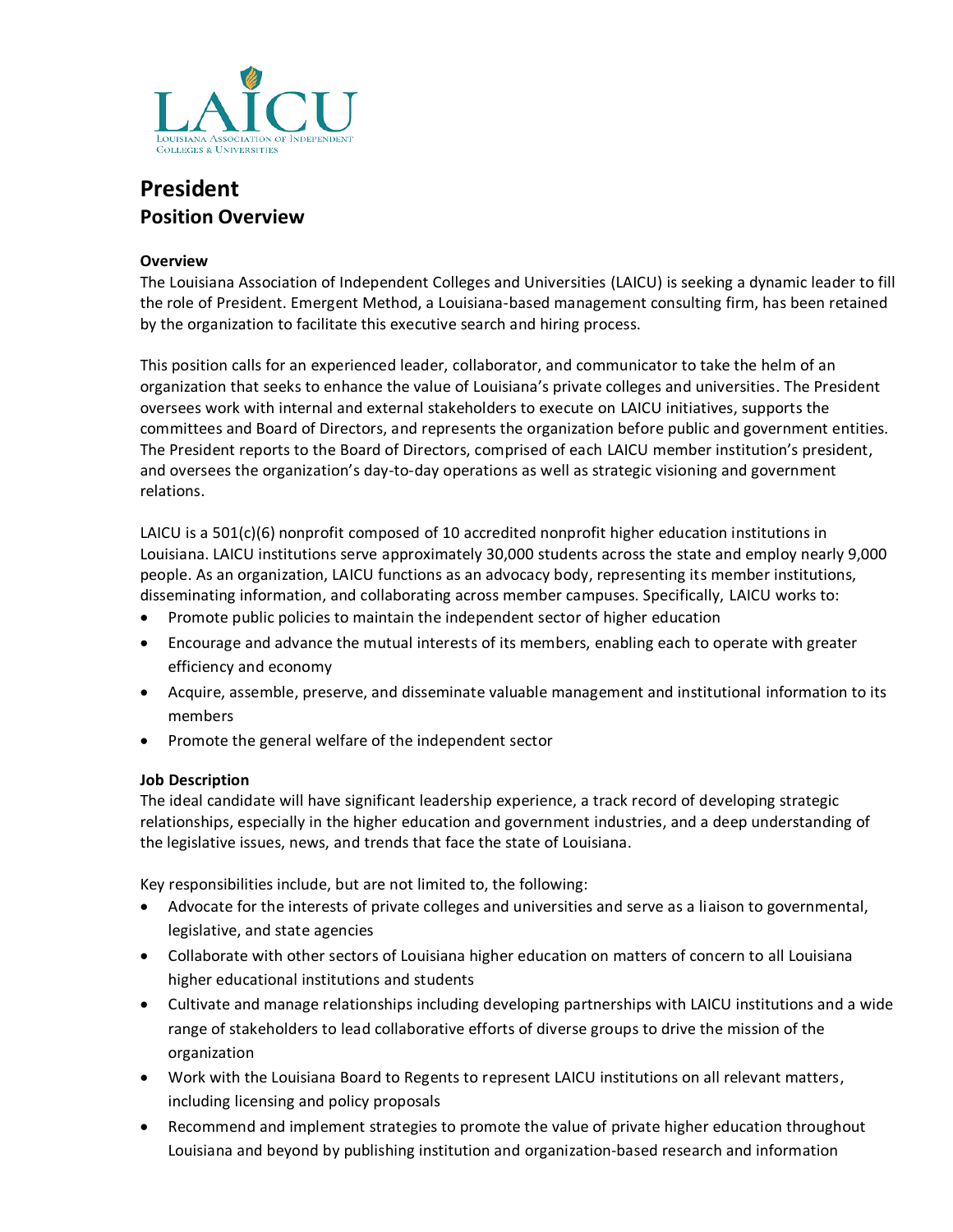LAICU
Louisiana Association of Independent Colleges & Universities

# President

## Position Overview

### Overview

The Louisiana Association of Independent Colleges and Universities (LAICU) is seeking a dynamic leader to fill the role of President. Emergent Method, a Louisiana-based management consulting firm, has been retained by the organization to facilitate this executive search and hiring process.

This position calls for an experienced leader, collaborator, and communicator to take the helm of an organization that seeks to enhance the value of Louisiana's private colleges and universities. The President oversees work with internal and external stakeholders to execute on LAICU initiatives, supports the committees and Board of Directors, and represents the organization before public and government entities. The President reports to the Board of Directors, comprised of each LAICU member institution's president, and oversees the organization's day-to-day operations as well as strategic visioning and government relations.

LAICU is a 501(c)(6) nonprofit composed of 10 accredited nonprofit higher education institutions in Louisiana. LAICU institutions serve approximately 30,000 students across the state and employ nearly 9,000 people. As an organization, LAICU functions as an advocacy body, representing its member institutions, disseminating information, and collaborating across member campuses. Specifically, LAICU works to:

- Promote public policies to maintain the independent sector of higher education
- Encourage and advance the mutual interests of its members, enabling each to operate with greater efficiency and economy
- Acquire, assemble, preserve, and disseminate valuable management and institutional information to its members
- Promote the general welfare of the independent sector

### Job Description

The ideal candidate will have significant leadership experience, a track record of developing strategic relationships, especially in the higher education and government industries, and a deep understanding of the legislative issues, news, and trends that face the state of Louisiana.

Key responsibilities include, but are not limited to, the following:

- Advocate for the interests of private colleges and universities and serve as a liaison to governmental, legislative, and state agencies
- Collaborate with other sectors of Louisiana higher education on matters of concern to all Louisiana higher educational institutions and students
- Cultivate and manage relationships including developing partnerships with LAICU institutions and a wide range of stakeholders to lead collaborative efforts of diverse groups to drive the mission of the organization
- Work with the Louisiana Board to Regents to represent LAICU institutions on all relevant matters, including licensing and policy proposals
- Recommend and implement strategies to promote the value of private higher education throughout Louisiana and beyond by publishing institution and organization-based research and information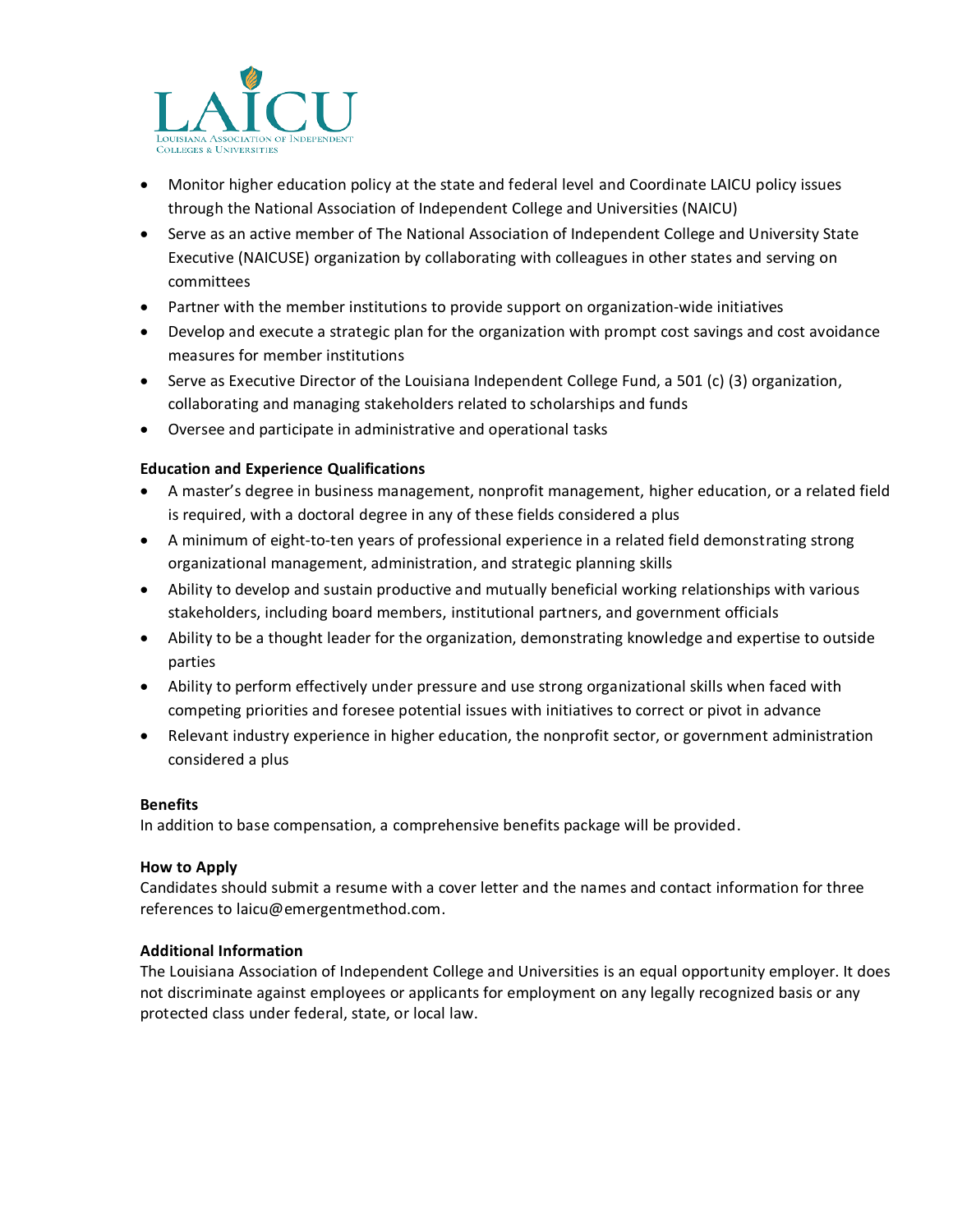- Monitor higher education policy at the state and federal level and Coordinate LAICU policy issues through the National Association of Independent College and Universities (NAICU)
- Serve as an active member of The National Association of Independent College and University State Executive (NAICUSE) organization by collaborating with colleagues in other states and serving on committees
- Partner with the member institutions to provide support on organization-wide initiatives
- Develop and execute a strategic plan for the organization with prompt cost savings and cost avoidance measures for member institutions
- Serve as Executive Director of the Louisiana Independent College Fund, a 501 (c) (3) organization, collaborating and managing stakeholders related to scholarships and funds
- Oversee and participate in administrative and operational tasks

**Education and Experience Qualifications**

- A master's degree in business management, nonprofit management, higher education, or a related field is required, with a doctoral degree in any of these fields considered a plus
- A minimum of eight-to-ten years of professional experience in a related field demonstrating strong organizational management, administration, and strategic planning skills
- Ability to develop and sustain productive and mutually beneficial working relationships with various stakeholders, including board members, institutional partners, and government officials
- Ability to be a thought leader for the organization, demonstrating knowledge and expertise to outside parties
- Ability to perform effectively under pressure and use strong organizational skills when faced with competing priorities and foresee potential issues with initiatives to correct or pivot in advance
- Relevant industry experience in higher education, the nonprofit sector, or government administration considered a plus

**Benefits**

In addition to base compensation, a comprehensive benefits package will be provided.

**How to Apply**

Candidates should submit a resume with a cover letter and the names and contact information for three references to laicu@emergentmethod.com.

**Additional Information**

The Louisiana Association of Independent College and Universities is an equal opportunity employer. It does not discriminate against employees or applicants for employment on any legally recognized basis or any protected class under federal, state, or local law.